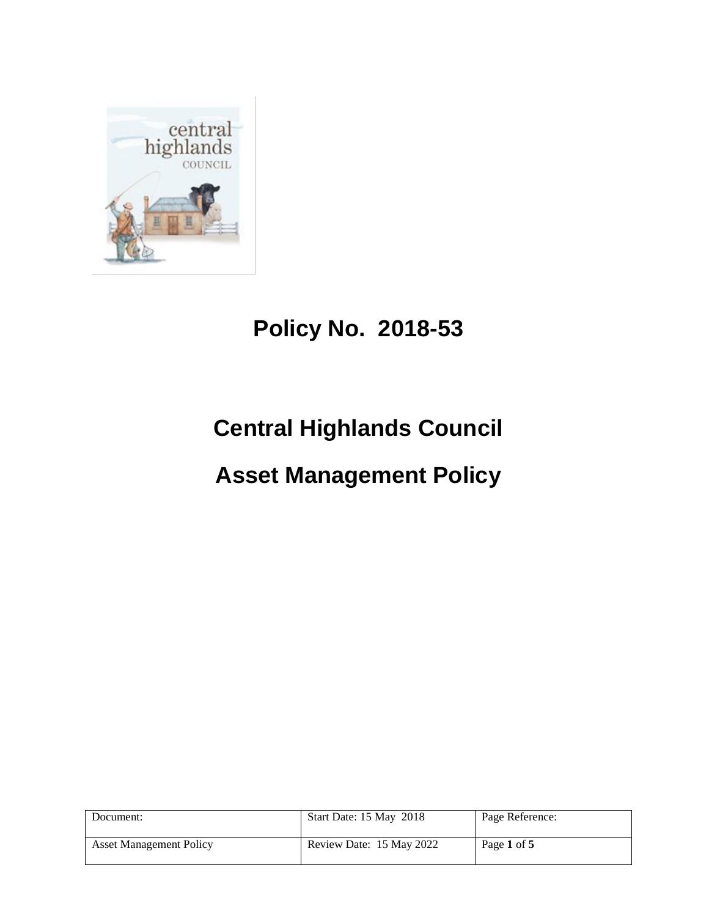# Policy No. 2018-53

# Central Highlands Council

# Asset Management Policy

| Document: | Start Date: 15 May 2018 | Page Reference: |
|---|---|---|
| Asset Management Policy | Review Date: 15 May 2022 | Page **1** of **5** |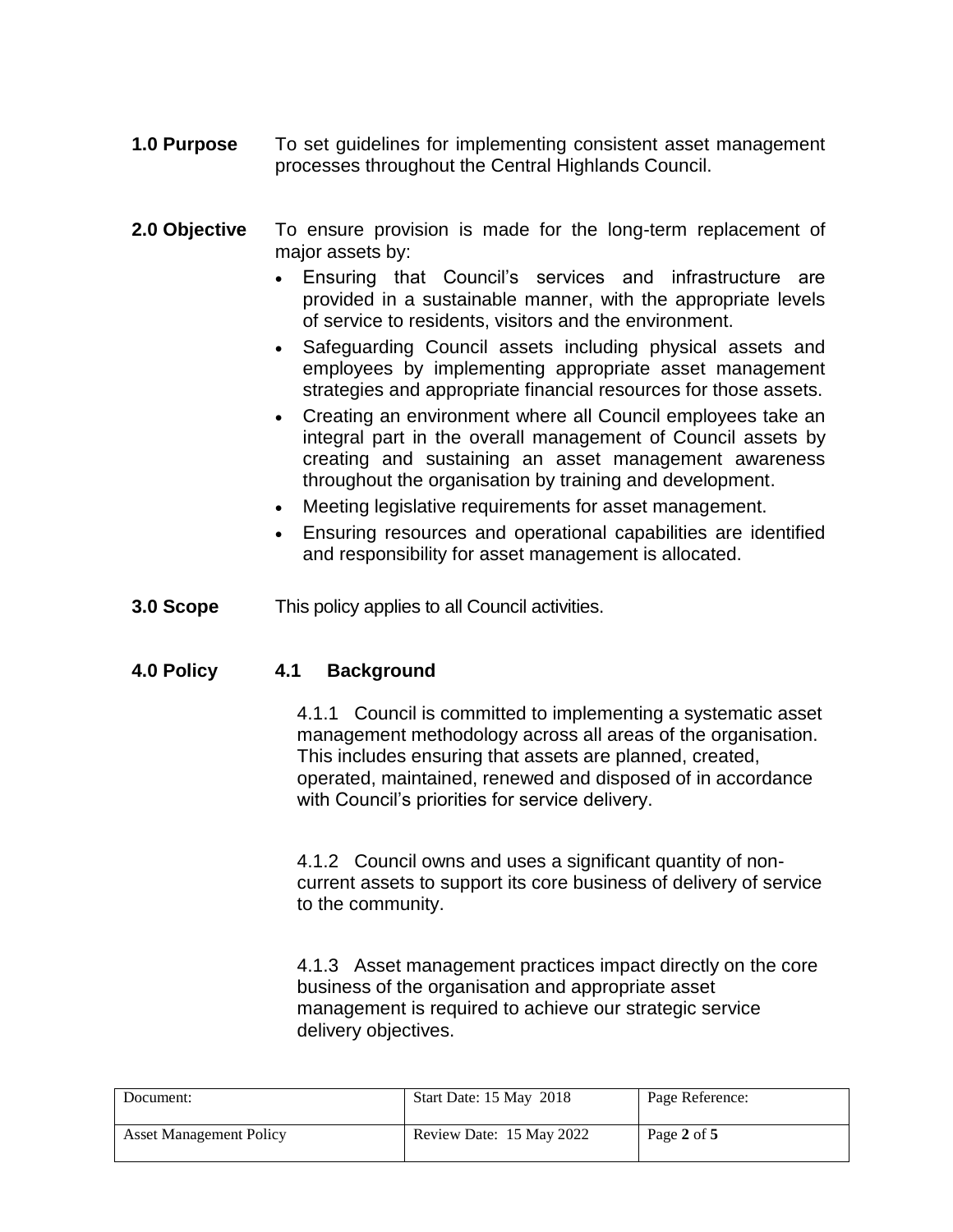**1.0 Purpose** To set guidelines for implementing consistent asset management processes throughout the Central Highlands Council.

**2.0 Objective** To ensure provision is made for the long-term replacement of major assets by:

- Ensuring that Council's services and infrastructure are provided in a sustainable manner, with the appropriate levels of service to residents, visitors and the environment.
- Safeguarding Council assets including physical assets and employees by implementing appropriate asset management strategies and appropriate financial resources for those assets.
- Creating an environment where all Council employees take an integral part in the overall management of Council assets by creating and sustaining an asset management awareness throughout the organisation by training and development.
- Meeting legislative requirements for asset management.
- Ensuring resources and operational capabilities are identified and responsibility for asset management is allocated.

**3.0 Scope** This policy applies to all Council activities.

**4.0 Policy**

**4.1 Background**

4.1.1 Council is committed to implementing a systematic asset management methodology across all areas of the organisation. This includes ensuring that assets are planned, created, operated, maintained, renewed and disposed of in accordance with Council's priorities for service delivery.

4.1.2 Council owns and uses a significant quantity of non-current assets to support its core business of delivery of service to the community.

4.1.3 Asset management practices impact directly on the core business of the organisation and appropriate asset management is required to achieve our strategic service delivery objectives.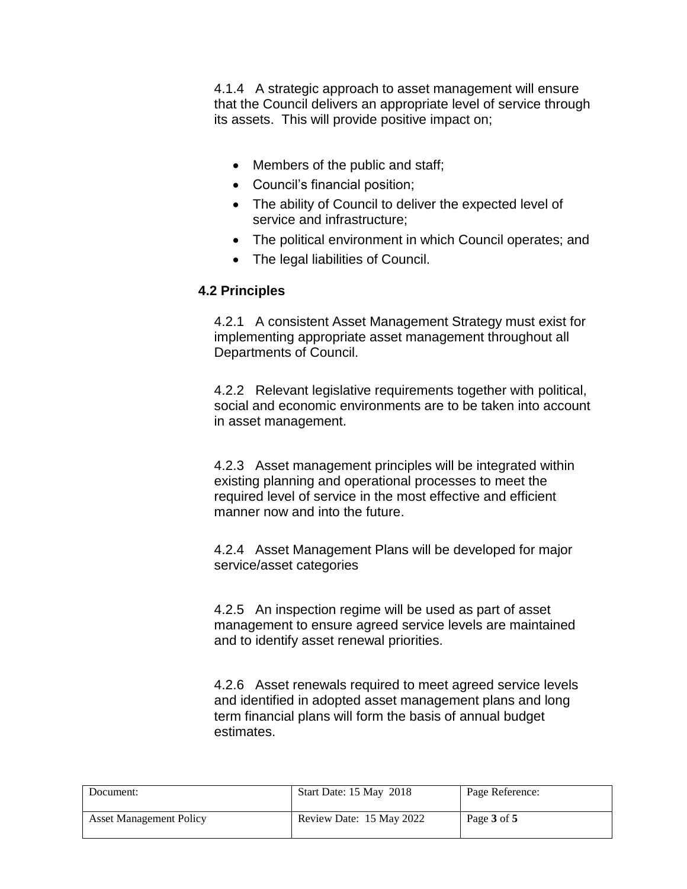4.1.4 A strategic approach to asset management will ensure that the Council delivers an appropriate level of service through its assets. This will provide positive impact on;

- Members of the public and staff;
- Council's financial position;
- The ability of Council to deliver the expected level of service and infrastructure;
- The political environment in which Council operates; and
- The legal liabilities of Council.

### 4.2 Principles

4.2.1 A consistent Asset Management Strategy must exist for implementing appropriate asset management throughout all Departments of Council.

4.2.2 Relevant legislative requirements together with political, social and economic environments are to be taken into account in asset management.

4.2.3 Asset management principles will be integrated within existing planning and operational processes to meet the required level of service in the most effective and efficient manner now and into the future.

4.2.4 Asset Management Plans will be developed for major service/asset categories

4.2.5 An inspection regime will be used as part of asset management to ensure agreed service levels are maintained and to identify asset renewal priorities.

4.2.6 Asset renewals required to meet agreed service levels and identified in adopted asset management plans and long term financial plans will form the basis of annual budget estimates.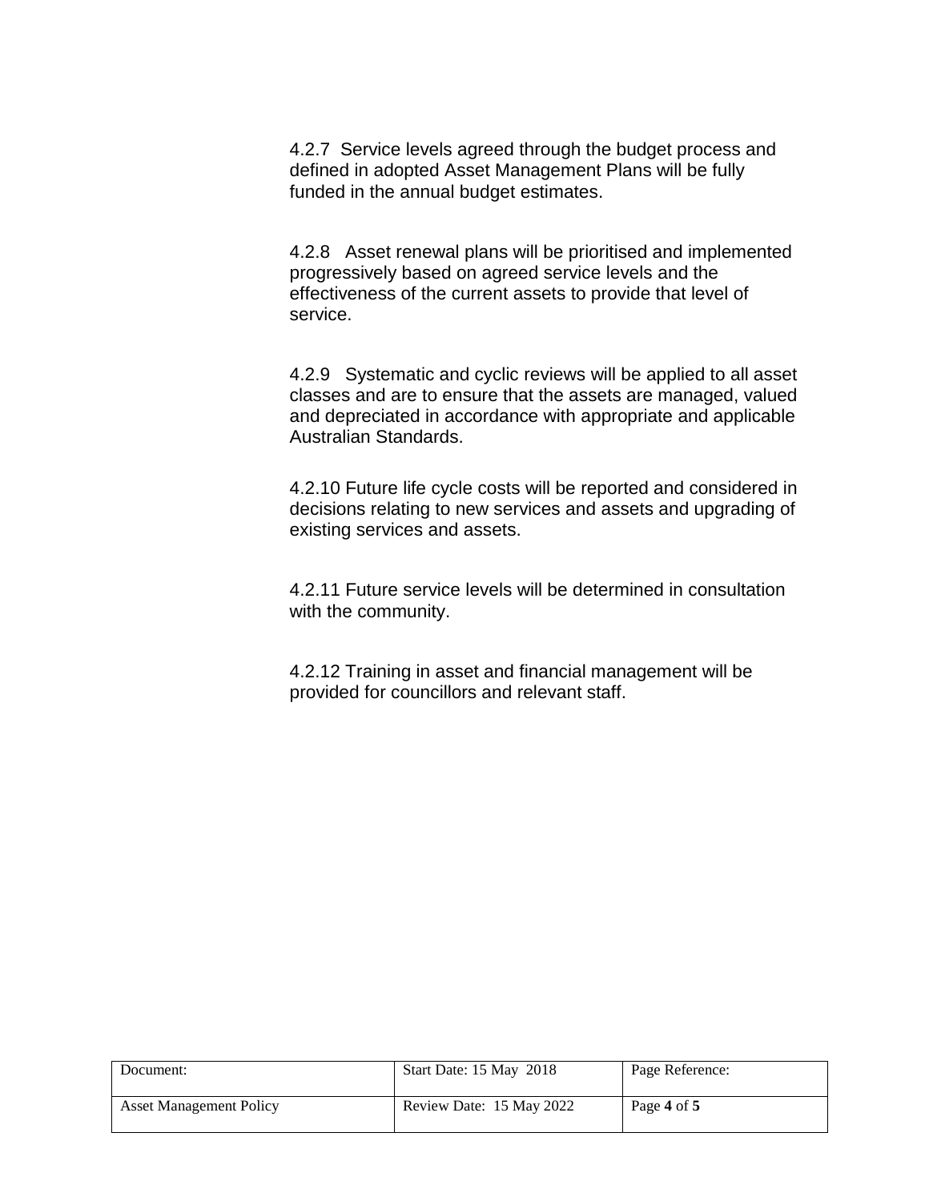4.2.7 Service levels agreed through the budget process and defined in adopted Asset Management Plans will be fully funded in the annual budget estimates.

4.2.8 Asset renewal plans will be prioritised and implemented progressively based on agreed service levels and the effectiveness of the current assets to provide that level of service.

4.2.9 Systematic and cyclic reviews will be applied to all asset classes and are to ensure that the assets are managed, valued and depreciated in accordance with appropriate and applicable Australian Standards.

4.2.10 Future life cycle costs will be reported and considered in decisions relating to new services and assets and upgrading of existing services and assets.

4.2.11 Future service levels will be determined in consultation with the community.

4.2.12 Training in asset and financial management will be provided for councillors and relevant staff.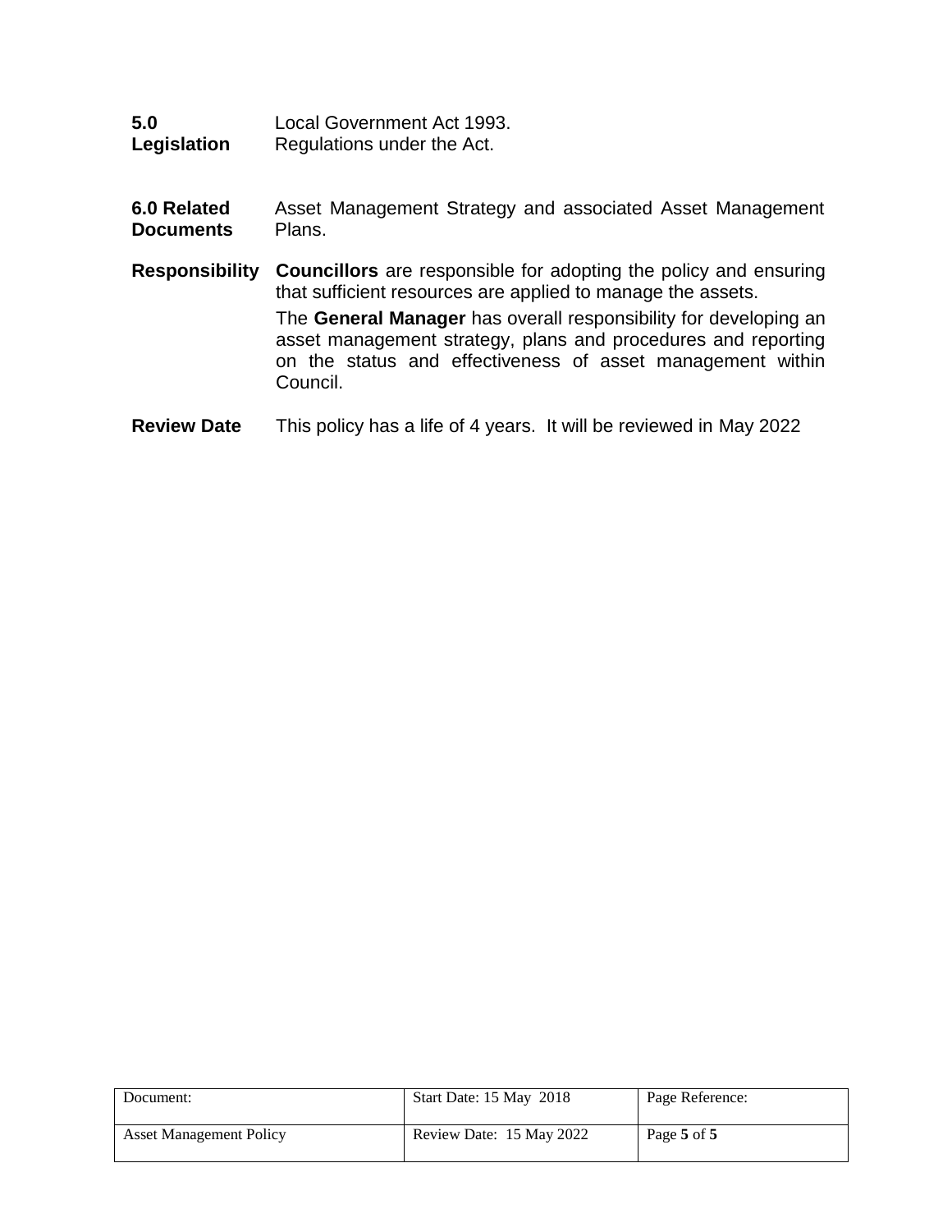**5.0 Legislation**

Local Government Act 1993.
Regulations under the Act.

**6.0 Related Documents**

Asset Management Strategy and associated Asset Management Plans.

**Responsibility**

**Councillors** are responsible for adopting the policy and ensuring that sufficient resources are applied to manage the assets.

The **General Manager** has overall responsibility for developing an asset management strategy, plans and procedures and reporting on the status and effectiveness of asset management within Council.

**Review Date**

This policy has a life of 4 years. It will be reviewed in May 2022